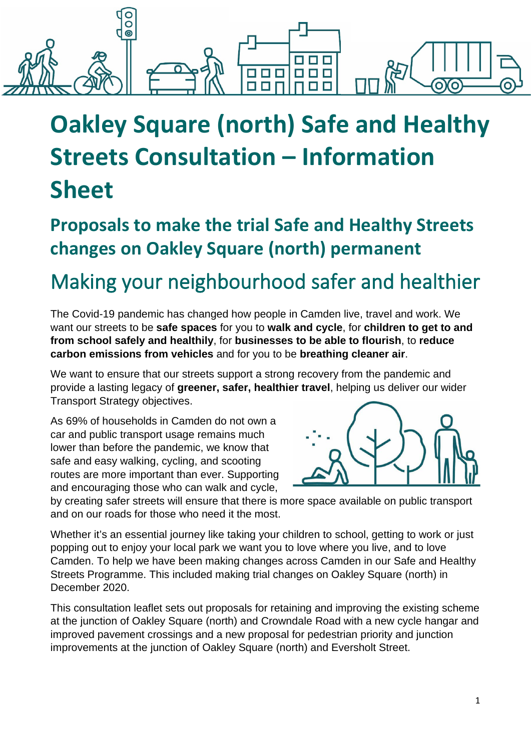# Oakley Square (north) Safe and Healthy Streets Consultation – Information Sheet

## Proposals to make the trial Safe and Healthy Streets changes on Oakley Square (north) permanent

## Making your neighbourhood safer and healthier

The Covid-19 pandemic has changed how people in Camden live, travel and work. We want our streets to be **safe spaces** for you to **walk and cycle**, for **children to get to and from school safely and healthily**, for **businesses to be able to flourish**, to **reduce carbon emissions from vehicles** and for you to be **breathing cleaner air**.

We want to ensure that our streets support a strong recovery from the pandemic and provide a lasting legacy of **greener, safer, healthier travel**, helping us deliver our wider Transport Strategy objectives.

As 69% of households in Camden do not own a car and public transport usage remains much lower than before the pandemic, we know that safe and easy walking, cycling, and scooting routes are more important than ever. Supporting and encouraging those who can walk and cycle, by creating safer streets will ensure that there is more space available on public transport and on our roads for those who need it the most.

Whether it's an essential journey like taking your children to school, getting to work or just popping out to enjoy your local park we want you to love where you live, and to love Camden. To help we have been making changes across Camden in our Safe and Healthy Streets Programme. This included making trial changes on Oakley Square (north) in December 2020.

This consultation leaflet sets out proposals for retaining and improving the existing scheme at the junction of Oakley Square (north) and Crowndale Road with a new cycle hangar and improved pavement crossings and a new proposal for pedestrian priority and junction improvements at the junction of Oakley Square (north) and Eversholt Street.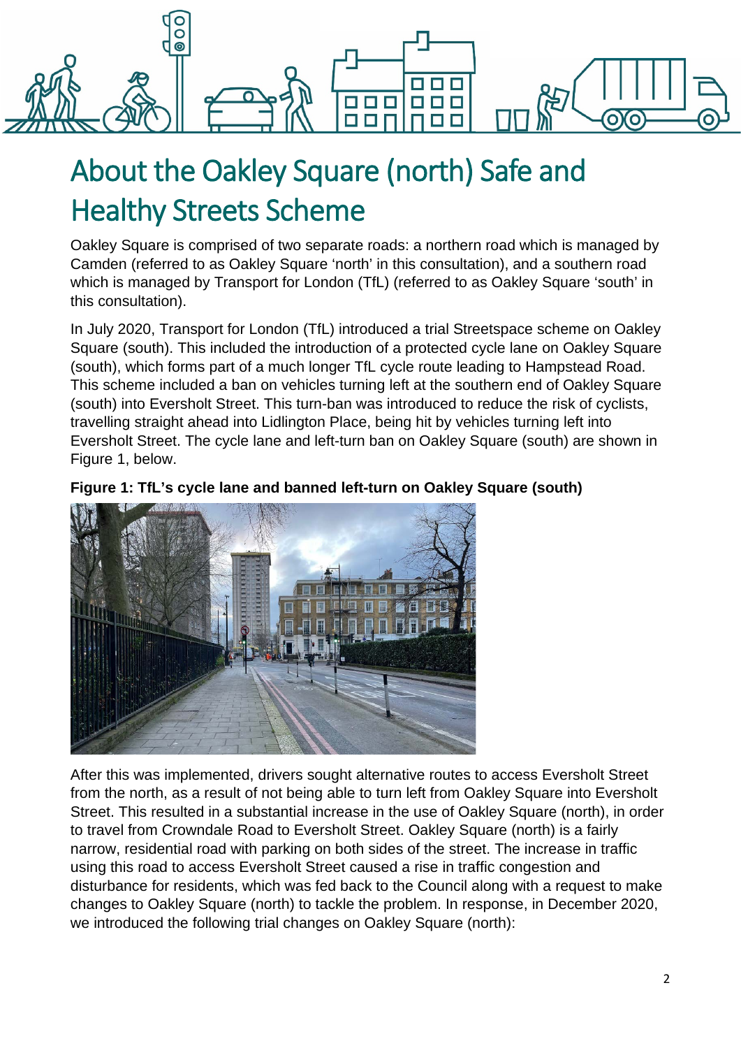# About the Oakley Square (north) Safe and Healthy Streets Scheme

Oakley Square is comprised of two separate roads: a northern road which is managed by Camden (referred to as Oakley Square 'north' in this consultation), and a southern road which is managed by Transport for London (TfL) (referred to as Oakley Square 'south' in this consultation).

In July 2020, Transport for London (TfL) introduced a trial Streetspace scheme on Oakley Square (south). This included the introduction of a protected cycle lane on Oakley Square (south), which forms part of a much longer TfL cycle route leading to Hampstead Road. This scheme included a ban on vehicles turning left at the southern end of Oakley Square (south) into Eversholt Street. This turn-ban was introduced to reduce the risk of cyclists, travelling straight ahead into Lidlington Place, being hit by vehicles turning left into Eversholt Street. The cycle lane and left-turn ban on Oakley Square (south) are shown in Figure 1, below.

**Figure 1: TfL's cycle lane and banned left-turn on Oakley Square (south)**

After this was implemented, drivers sought alternative routes to access Eversholt Street from the north, as a result of not being able to turn left from Oakley Square into Eversholt Street. This resulted in a substantial increase in the use of Oakley Square (north), in order to travel from Crowndale Road to Eversholt Street. Oakley Square (north) is a fairly narrow, residential road with parking on both sides of the street. The increase in traffic using this road to access Eversholt Street caused a rise in traffic congestion and disturbance for residents, which was fed back to the Council along with a request to make changes to Oakley Square (north) to tackle the problem. In response, in December 2020, we introduced the following trial changes on Oakley Square (north):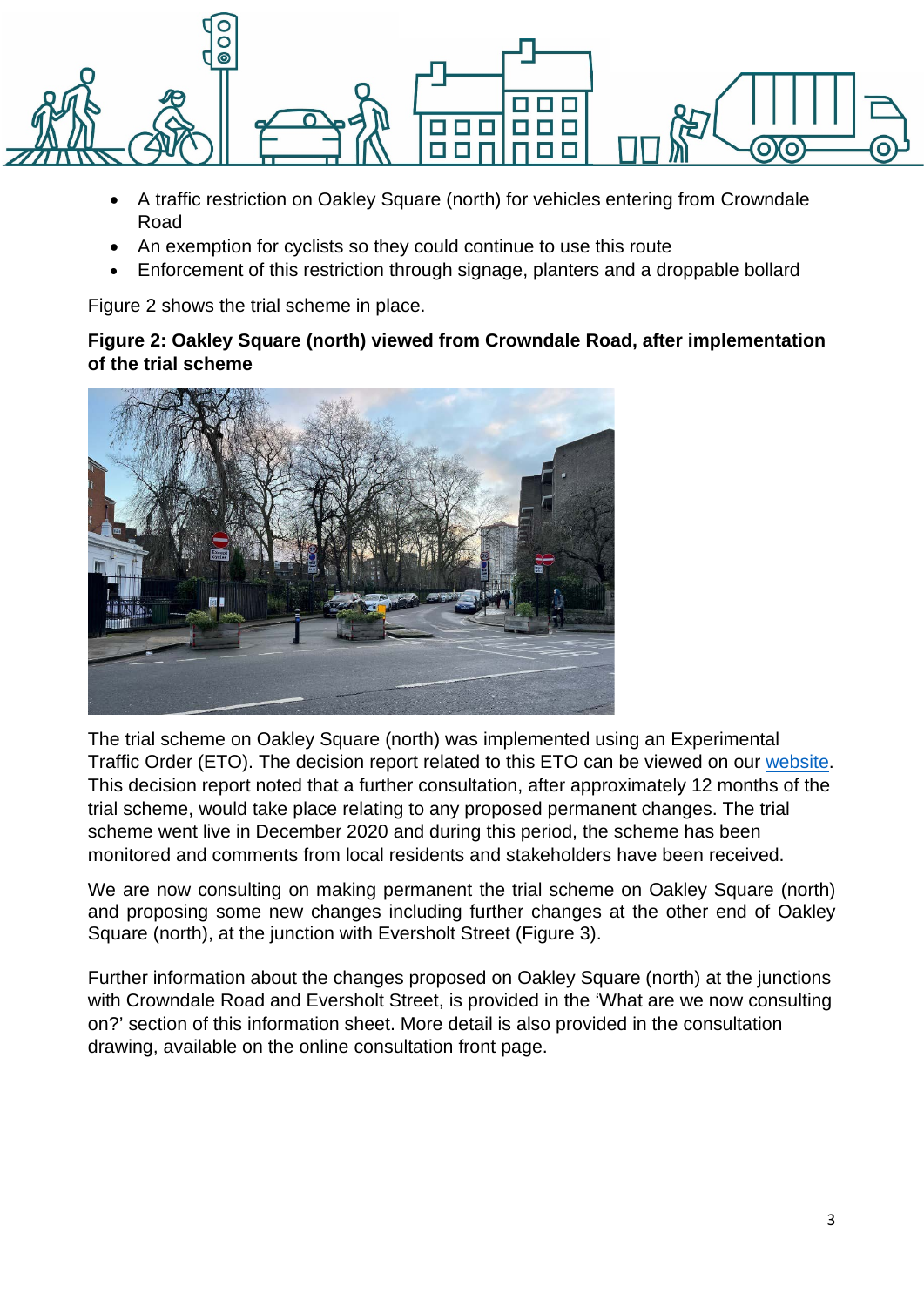- A traffic restriction on Oakley Square (north) for vehicles entering from Crowndale Road
- An exemption for cyclists so they could continue to use this route
- Enforcement of this restriction through signage, planters and a droppable bollard

Figure 2 shows the trial scheme in place.

**Figure 2: Oakley Square (north) viewed from Crowndale Road, after implementation of the trial scheme**

The trial scheme on Oakley Square (north) was implemented using an Experimental Traffic Order (ETO). The decision report related to this ETO can be viewed on our website. This decision report noted that a further consultation, after approximately 12 months of the trial scheme, would take place relating to any proposed permanent changes. The trial scheme went live in December 2020 and during this period, the scheme has been monitored and comments from local residents and stakeholders have been received.

We are now consulting on making permanent the trial scheme on Oakley Square (north) and proposing some new changes including further changes at the other end of Oakley Square (north), at the junction with Eversholt Street (Figure 3).

Further information about the changes proposed on Oakley Square (north) at the junctions with Crowndale Road and Eversholt Street, is provided in the 'What are we now consulting on?' section of this information sheet. More detail is also provided in the consultation drawing, available on the online consultation front page.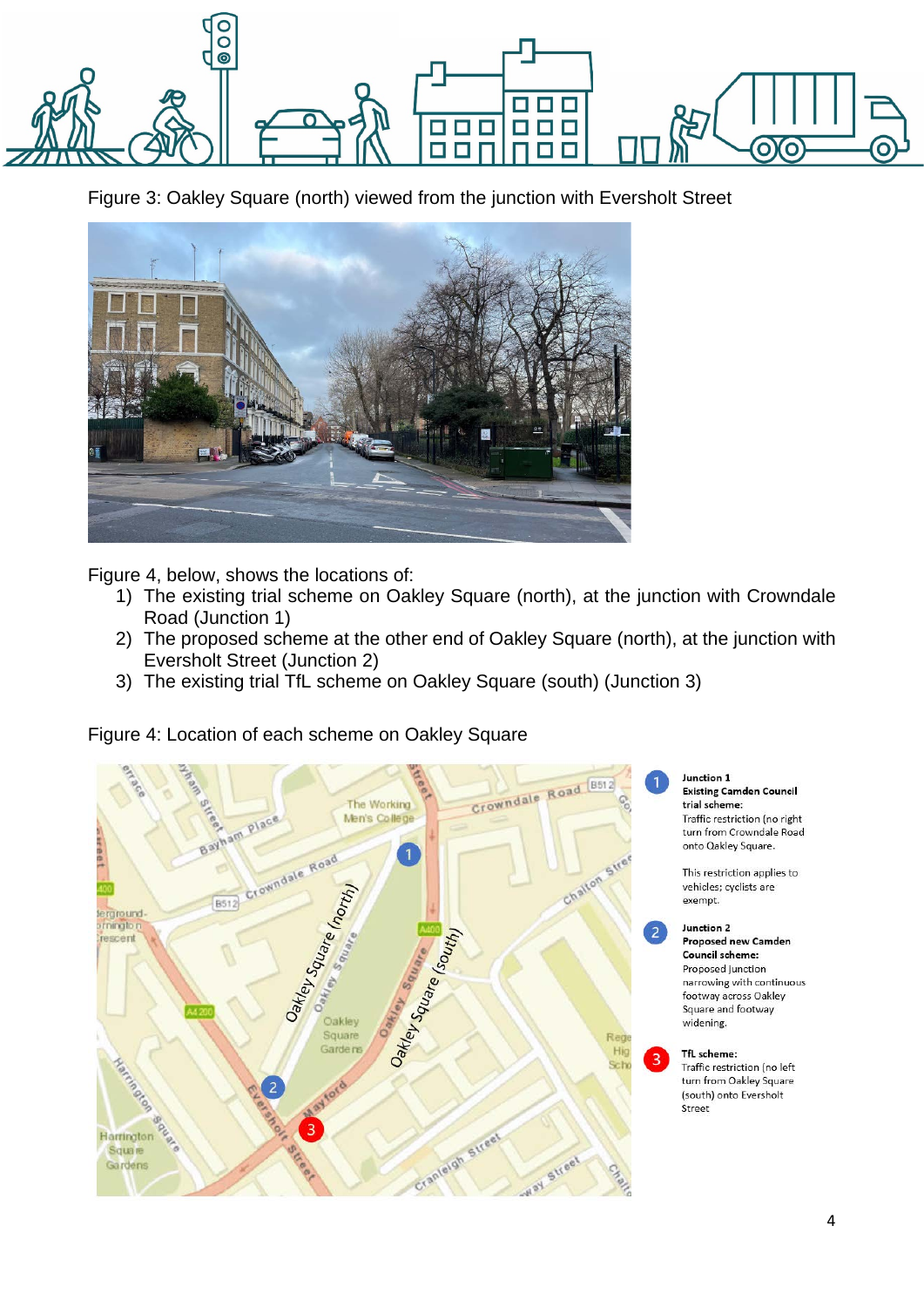Figure 3: Oakley Square (north) viewed from the junction with Eversholt Street

Figure 4, below, shows the locations of:

1) The existing trial scheme on Oakley Square (north), at the junction with Crowndale Road (Junction 1)
2) The proposed scheme at the other end of Oakley Square (north), at the junction with Eversholt Street (Junction 2)
3) The existing trial TfL scheme on Oakley Square (south) (Junction 3)

Figure 4: Location of each scheme on Oakley Square

**Junction 1**
**Existing Camden Council trial scheme:**
Traffic restriction (no right turn from Crowndale Road onto Oakley Square.

This restriction applies to vehicles; cyclists are exempt.

**Junction 2**
**Proposed new Camden Council scheme:**
Proposed junction narrowing with continuous footway across Oakley Square and footway widening.

**TfL scheme:**
Traffic restriction (no left turn from Oakley Square (south) onto Eversholt Street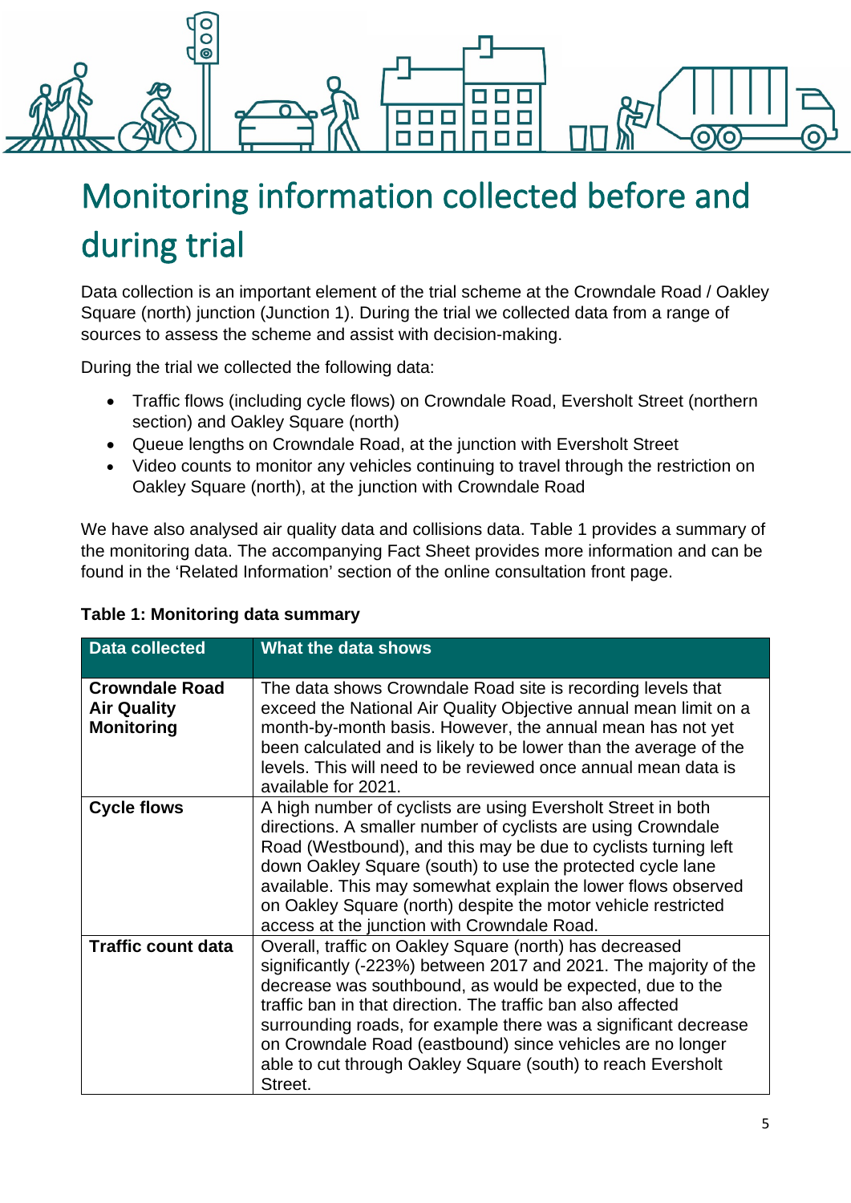# Monitoring information collected before and during trial

Data collection is an important element of the trial scheme at the Crowndale Road / Oakley Square (north) junction (Junction 1). During the trial we collected data from a range of sources to assess the scheme and assist with decision-making.

During the trial we collected the following data:

- Traffic flows (including cycle flows) on Crowndale Road, Eversholt Street (northern section) and Oakley Square (north)
- Queue lengths on Crowndale Road, at the junction with Eversholt Street
- Video counts to monitor any vehicles continuing to travel through the restriction on Oakley Square (north), at the junction with Crowndale Road

We have also analysed air quality data and collisions data. Table 1 provides a summary of the monitoring data. The accompanying Fact Sheet provides more information and can be found in the 'Related Information' section of the online consultation front page.

**Table 1: Monitoring data summary**

| Data collected | What the data shows |
| --- | --- |
| **Crowndale Road Air Quality Monitoring** | The data shows Crowndale Road site is recording levels that exceed the National Air Quality Objective annual mean limit on a month-by-month basis. However, the annual mean has not yet been calculated and is likely to be lower than the average of the levels. This will need to be reviewed once annual mean data is available for 2021. |
| **Cycle flows** | A high number of cyclists are using Eversholt Street in both directions. A smaller number of cyclists are using Crowndale Road (Westbound), and this may be due to cyclists turning left down Oakley Square (south) to use the protected cycle lane available. This may somewhat explain the lower flows observed on Oakley Square (north) despite the motor vehicle restricted access at the junction with Crowndale Road. |
| **Traffic count data** | Overall, traffic on Oakley Square (north) has decreased significantly (-223%) between 2017 and 2021. The majority of the decrease was southbound, as would be expected, due to the traffic ban in that direction. The traffic ban also affected surrounding roads, for example there was a significant decrease on Crowndale Road (eastbound) since vehicles are no longer able to cut through Oakley Square (south) to reach Eversholt Street. |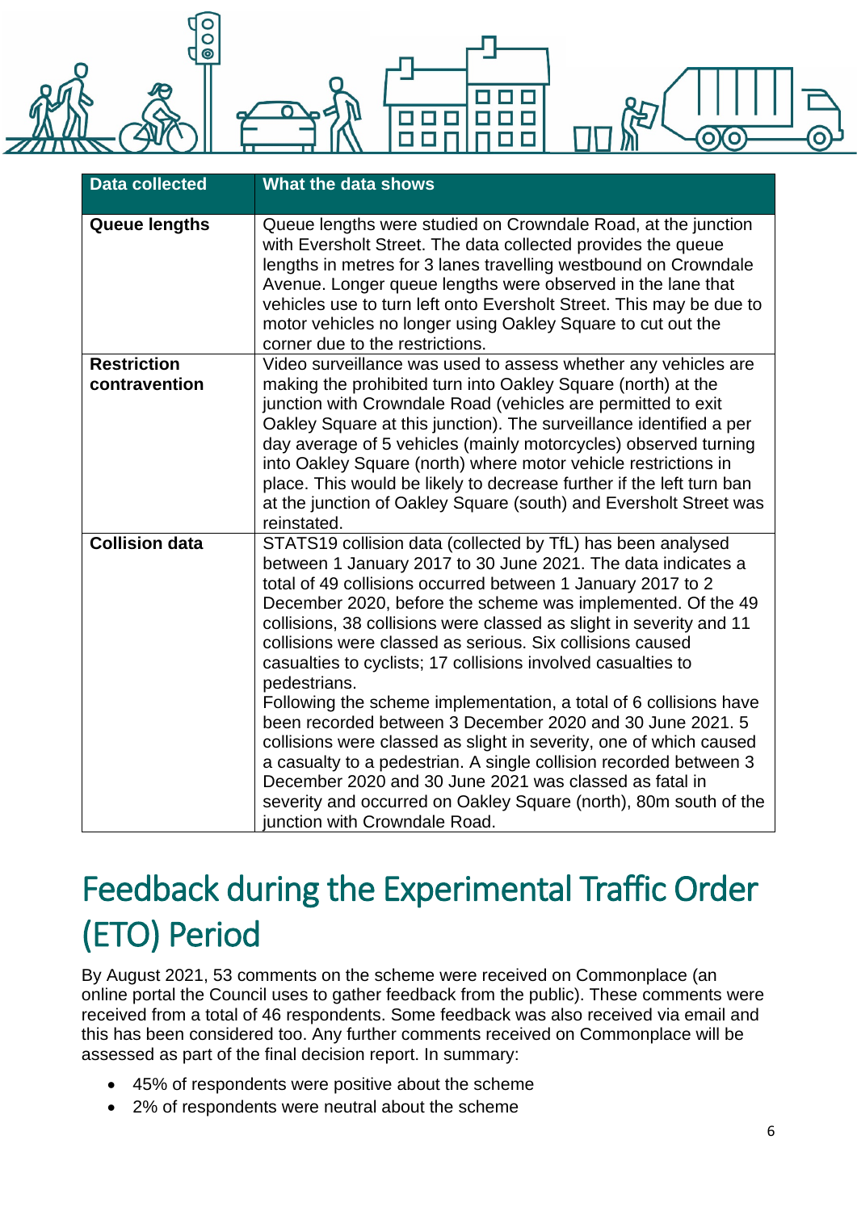| Data collected | What the data shows |
|---|---|
| **Queue lengths** | Queue lengths were studied on Crowndale Road, at the junction with Eversholt Street. The data collected provides the queue lengths in metres for 3 lanes travelling westbound on Crowndale Avenue. Longer queue lengths were observed in the lane that vehicles use to turn left onto Eversholt Street. This may be due to motor vehicles no longer using Oakley Square to cut out the corner due to the restrictions. |
| **Restriction contravention** | Video surveillance was used to assess whether any vehicles are making the prohibited turn into Oakley Square (north) at the junction with Crowndale Road (vehicles are permitted to exit Oakley Square at this junction). The surveillance identified a per day average of 5 vehicles (mainly motorcycles) observed turning into Oakley Square (north) where motor vehicle restrictions in place. This would be likely to decrease further if the left turn ban at the junction of Oakley Square (south) and Eversholt Street was reinstated. |
| **Collision data** | STATS19 collision data (collected by TfL) has been analysed between 1 January 2017 to 30 June 2021. The data indicates a total of 49 collisions occurred between 1 January 2017 to 2 December 2020, before the scheme was implemented. Of the 49 collisions, 38 collisions were classed as slight in severity and 11 collisions were classed as serious. Six collisions caused casualties to cyclists; 17 collisions involved casualties to pedestrians.<br>Following the scheme implementation, a total of 6 collisions have been recorded between 3 December 2020 and 30 June 2021. 5 collisions were classed as slight in severity, one of which caused a casualty to a pedestrian. A single collision recorded between 3 December 2020 and 30 June 2021 was classed as fatal in severity and occurred on Oakley Square (north), 80m south of the junction with Crowndale Road. |

# Feedback during the Experimental Traffic Order (ETO) Period

By August 2021, 53 comments on the scheme were received on Commonplace (an online portal the Council uses to gather feedback from the public). These comments were received from a total of 46 respondents. Some feedback was also received via email and this has been considered too. Any further comments received on Commonplace will be assessed as part of the final decision report. In summary:

- 45% of respondents were positive about the scheme
- 2% of respondents were neutral about the scheme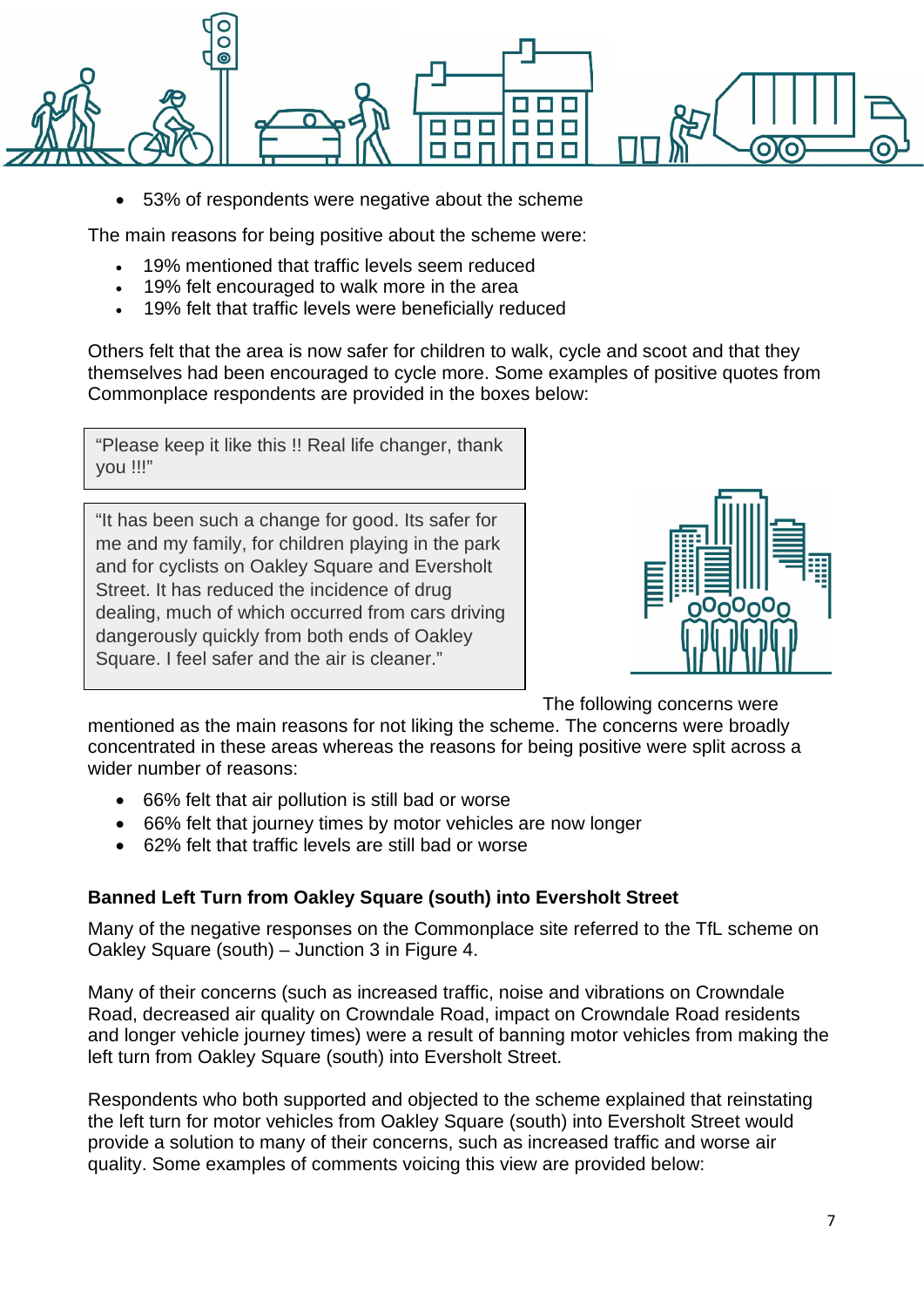- 53% of respondents were negative about the scheme

The main reasons for being positive about the scheme were:

- 19% mentioned that traffic levels seem reduced
- 19% felt encouraged to walk more in the area
- 19% felt that traffic levels were beneficially reduced

Others felt that the area is now safer for children to walk, cycle and scoot and that they themselves had been encouraged to cycle more. Some examples of positive quotes from Commonplace respondents are provided in the boxes below:

> "Please keep it like this !! Real life changer, thank you !!!"

> "It has been such a change for good. Its safer for me and my family, for children playing in the park and for cyclists on Oakley Square and Eversholt Street. It has reduced the incidence of drug dealing, much of which occurred from cars driving dangerously quickly from both ends of Oakley Square. I feel safer and the air is cleaner."

The following concerns were mentioned as the main reasons for not liking the scheme. The concerns were broadly concentrated in these areas whereas the reasons for being positive were split across a wider number of reasons:

- 66% felt that air pollution is still bad or worse
- 66% felt that journey times by motor vehicles are now longer
- 62% felt that traffic levels are still bad or worse

**Banned Left Turn from Oakley Square (south) into Eversholt Street**

Many of the negative responses on the Commonplace site referred to the TfL scheme on Oakley Square (south) – Junction 3 in Figure 4.

Many of their concerns (such as increased traffic, noise and vibrations on Crowndale Road, decreased air quality on Crowndale Road, impact on Crowndale Road residents and longer vehicle journey times) were a result of banning motor vehicles from making the left turn from Oakley Square (south) into Eversholt Street.

Respondents who both supported and objected to the scheme explained that reinstating the left turn for motor vehicles from Oakley Square (south) into Eversholt Street would provide a solution to many of their concerns, such as increased traffic and worse air quality. Some examples of comments voicing this view are provided below: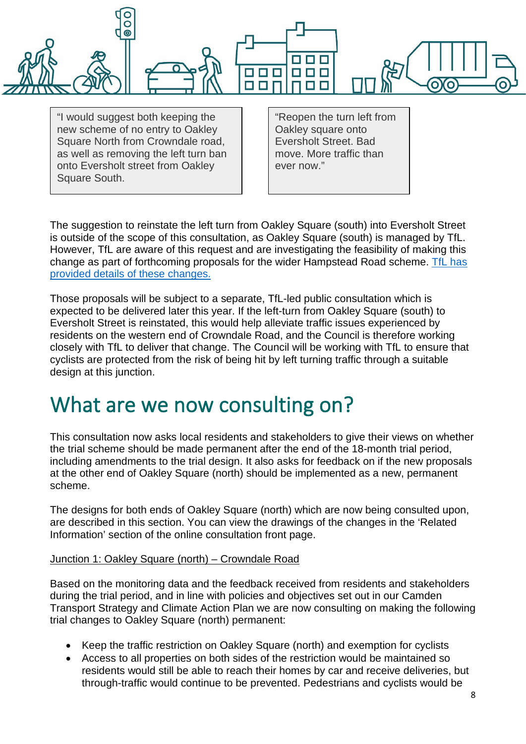> "I would suggest both keeping the new scheme of no entry to Oakley Square North from Crowndale road, as well as removing the left turn ban onto Eversholt street from Oakley Square South.

> "Reopen the turn left from Oakley square onto Eversholt Street. Bad move. More traffic than ever now."

The suggestion to reinstate the left turn from Oakley Square (south) into Eversholt Street is outside of the scope of this consultation, as Oakley Square (south) is managed by TfL. However, TfL are aware of this request and are investigating the feasibility of making this change as part of forthcoming proposals for the wider Hampstead Road scheme. TfL has provided details of these changes.

Those proposals will be subject to a separate, TfL-led public consultation which is expected to be delivered later this year. If the left-turn from Oakley Square (south) to Eversholt Street is reinstated, this would help alleviate traffic issues experienced by residents on the western end of Crowndale Road, and the Council is therefore working closely with TfL to deliver that change. The Council will be working with TfL to ensure that cyclists are protected from the risk of being hit by left turning traffic through a suitable design at this junction.

# What are we now consulting on?

This consultation now asks local residents and stakeholders to give their views on whether the trial scheme should be made permanent after the end of the 18-month trial period, including amendments to the trial design. It also asks for feedback on if the new proposals at the other end of Oakley Square (north) should be implemented as a new, permanent scheme.

The designs for both ends of Oakley Square (north) which are now being consulted upon, are described in this section. You can view the drawings of the changes in the 'Related Information' section of the online consultation front page.

<u>Junction 1: Oakley Square (north) – Crowndale Road</u>

Based on the monitoring data and the feedback received from residents and stakeholders during the trial period, and in line with policies and objectives set out in our Camden Transport Strategy and Climate Action Plan we are now consulting on making the following trial changes to Oakley Square (north) permanent:

- Keep the traffic restriction on Oakley Square (north) and exemption for cyclists
- Access to all properties on both sides of the restriction would be maintained so residents would still be able to reach their homes by car and receive deliveries, but through-traffic would continue to be prevented. Pedestrians and cyclists would be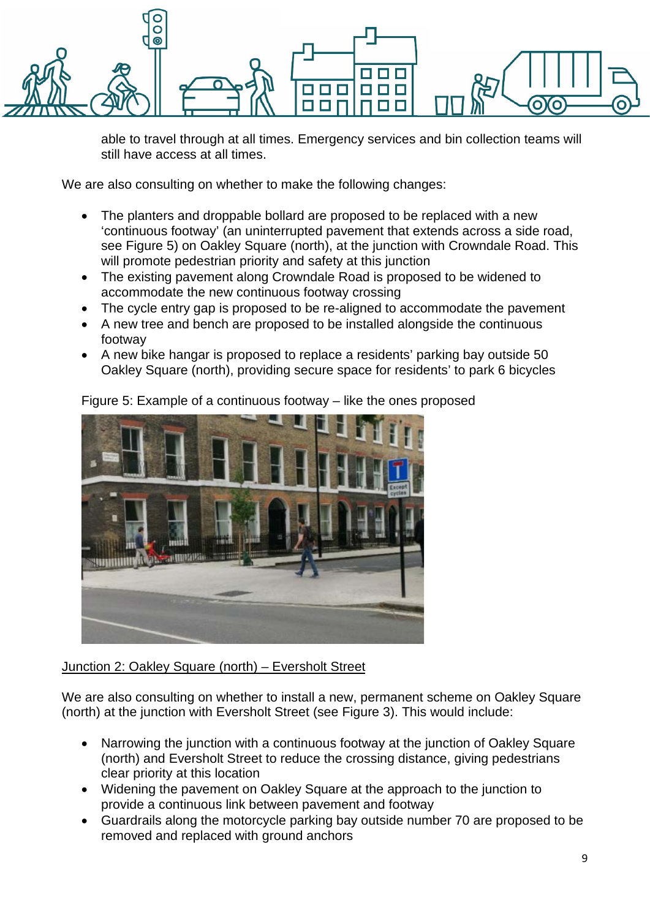able to travel through at all times. Emergency services and bin collection teams will still have access at all times.

We are also consulting on whether to make the following changes:

- The planters and droppable bollard are proposed to be replaced with a new 'continuous footway' (an uninterrupted pavement that extends across a side road, see Figure 5) on Oakley Square (north), at the junction with Crowndale Road. This will promote pedestrian priority and safety at this junction
- The existing pavement along Crowndale Road is proposed to be widened to accommodate the new continuous footway crossing
- The cycle entry gap is proposed to be re-aligned to accommodate the pavement
- A new tree and bench are proposed to be installed alongside the continuous footway
- A new bike hangar is proposed to replace a residents' parking bay outside 50 Oakley Square (north), providing secure space for residents' to park 6 bicycles

Figure 5: Example of a continuous footway – like the ones proposed

<u>Junction 2: Oakley Square (north) – Eversholt Street</u>

We are also consulting on whether to install a new, permanent scheme on Oakley Square (north) at the junction with Eversholt Street (see Figure 3). This would include:

- Narrowing the junction with a continuous footway at the junction of Oakley Square (north) and Eversholt Street to reduce the crossing distance, giving pedestrians clear priority at this location
- Widening the pavement on Oakley Square at the approach to the junction to provide a continuous link between pavement and footway
- Guardrails along the motorcycle parking bay outside number 70 are proposed to be removed and replaced with ground anchors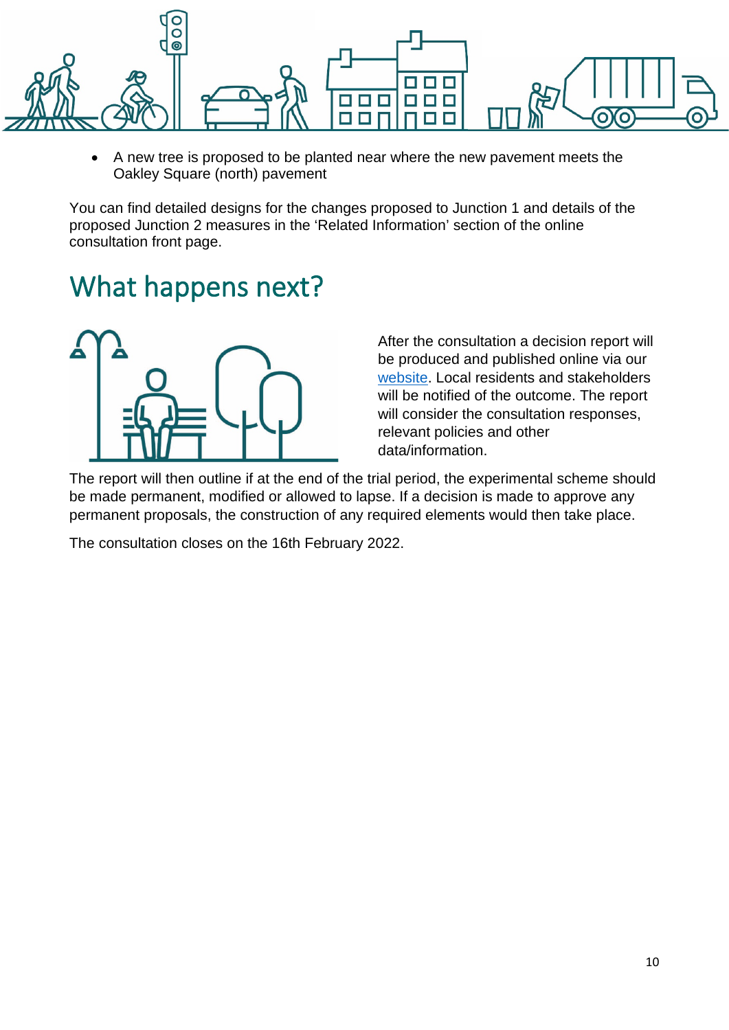- A new tree is proposed to be planted near where the new pavement meets the Oakley Square (north) pavement

You can find detailed designs for the changes proposed to Junction 1 and details of the proposed Junction 2 measures in the 'Related Information' section of the online consultation front page.

# What happens next?

After the consultation a decision report will be produced and published online via our [website](). Local residents and stakeholders will be notified of the outcome. The report will consider the consultation responses, relevant policies and other data/information.

The report will then outline if at the end of the trial period, the experimental scheme should be made permanent, modified or allowed to lapse. If a decision is made to approve any permanent proposals, the construction of any required elements would then take place.

The consultation closes on the 16th February 2022.